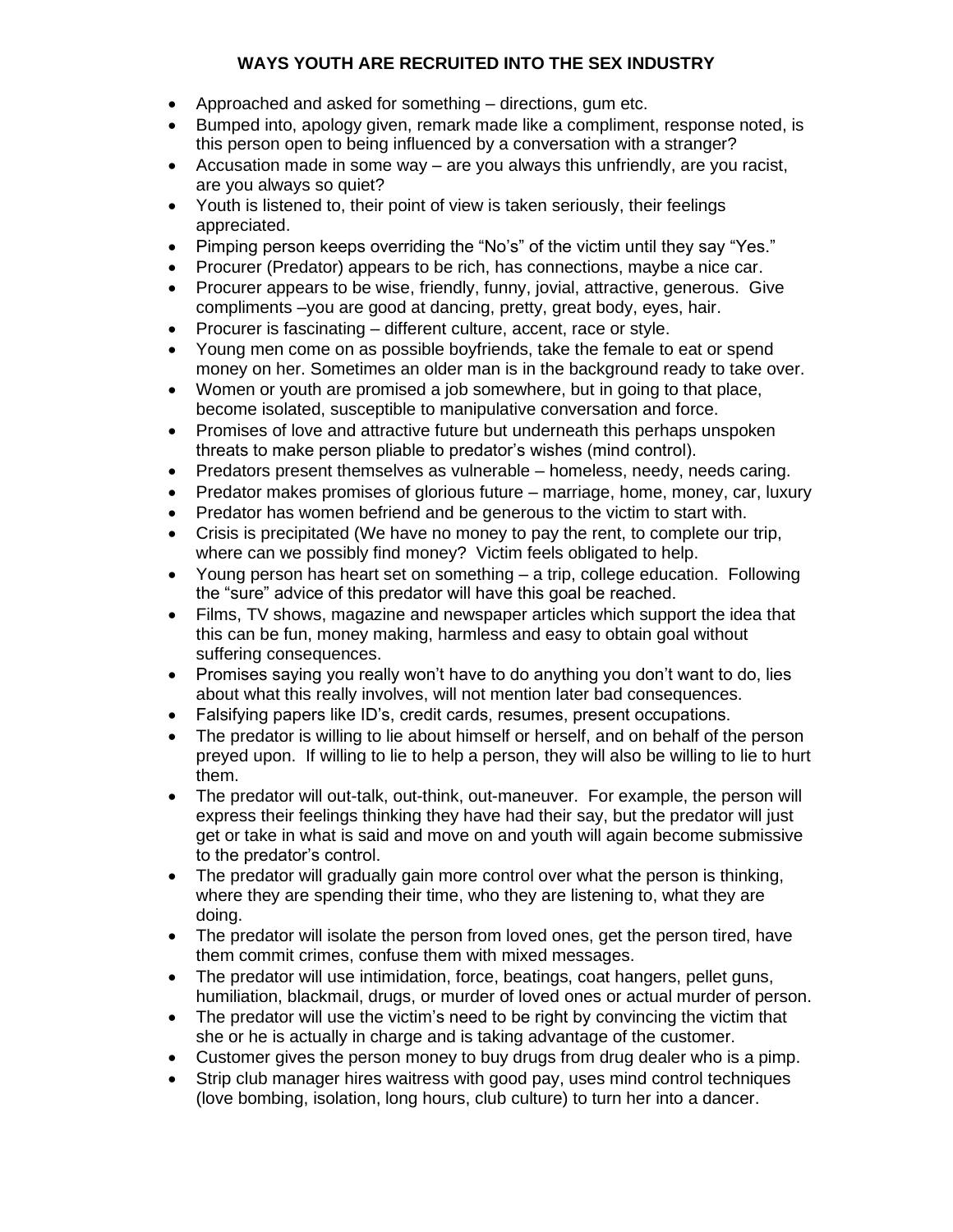# WAYS YOUTH ARE RECRUITED INTO THE SEX INDUSTRY

- Approached and asked for something – directions, gum etc.
- Bumped into, apology given, remark made like a compliment, response noted, is this person open to being influenced by a conversation with a stranger?
- Accusation made in some way – are you always this unfriendly, are you racist, are you always so quiet?
- Youth is listened to, their point of view is taken seriously, their feelings appreciated.
- Pimping person keeps overriding the "No's" of the victim until they say "Yes."
- Procurer (Predator) appears to be rich, has connections, maybe a nice car.
- Procurer appears to be wise, friendly, funny, jovial, attractive, generous. Give compliments –you are good at dancing, pretty, great body, eyes, hair.
- Procurer is fascinating – different culture, accent, race or style.
- Young men come on as possible boyfriends, take the female to eat or spend money on her. Sometimes an older man is in the background ready to take over.
- Women or youth are promised a job somewhere, but in going to that place, become isolated, susceptible to manipulative conversation and force.
- Promises of love and attractive future but underneath this perhaps unspoken threats to make person pliable to predator's wishes (mind control).
- Predators present themselves as vulnerable – homeless, needy, needs caring.
- Predator makes promises of glorious future – marriage, home, money, car, luxury
- Predator has women befriend and be generous to the victim to start with.
- Crisis is precipitated (We have no money to pay the rent, to complete our trip, where can we possibly find money? Victim feels obligated to help.
- Young person has heart set on something – a trip, college education. Following the "sure" advice of this predator will have this goal be reached.
- Films, TV shows, magazine and newspaper articles which support the idea that this can be fun, money making, harmless and easy to obtain goal without suffering consequences.
- Promises saying you really won't have to do anything you don't want to do, lies about what this really involves, will not mention later bad consequences.
- Falsifying papers like ID's, credit cards, resumes, present occupations.
- The predator is willing to lie about himself or herself, and on behalf of the person preyed upon. If willing to lie to help a person, they will also be willing to lie to hurt them.
- The predator will out-talk, out-think, out-maneuver. For example, the person will express their feelings thinking they have had their say, but the predator will just get or take in what is said and move on and youth will again become submissive to the predator's control.
- The predator will gradually gain more control over what the person is thinking, where they are spending their time, who they are listening to, what they are doing.
- The predator will isolate the person from loved ones, get the person tired, have them commit crimes, confuse them with mixed messages.
- The predator will use intimidation, force, beatings, coat hangers, pellet guns, humiliation, blackmail, drugs, or murder of loved ones or actual murder of person.
- The predator will use the victim's need to be right by convincing the victim that she or he is actually in charge and is taking advantage of the customer.
- Customer gives the person money to buy drugs from drug dealer who is a pimp.
- Strip club manager hires waitress with good pay, uses mind control techniques (love bombing, isolation, long hours, club culture) to turn her into a dancer.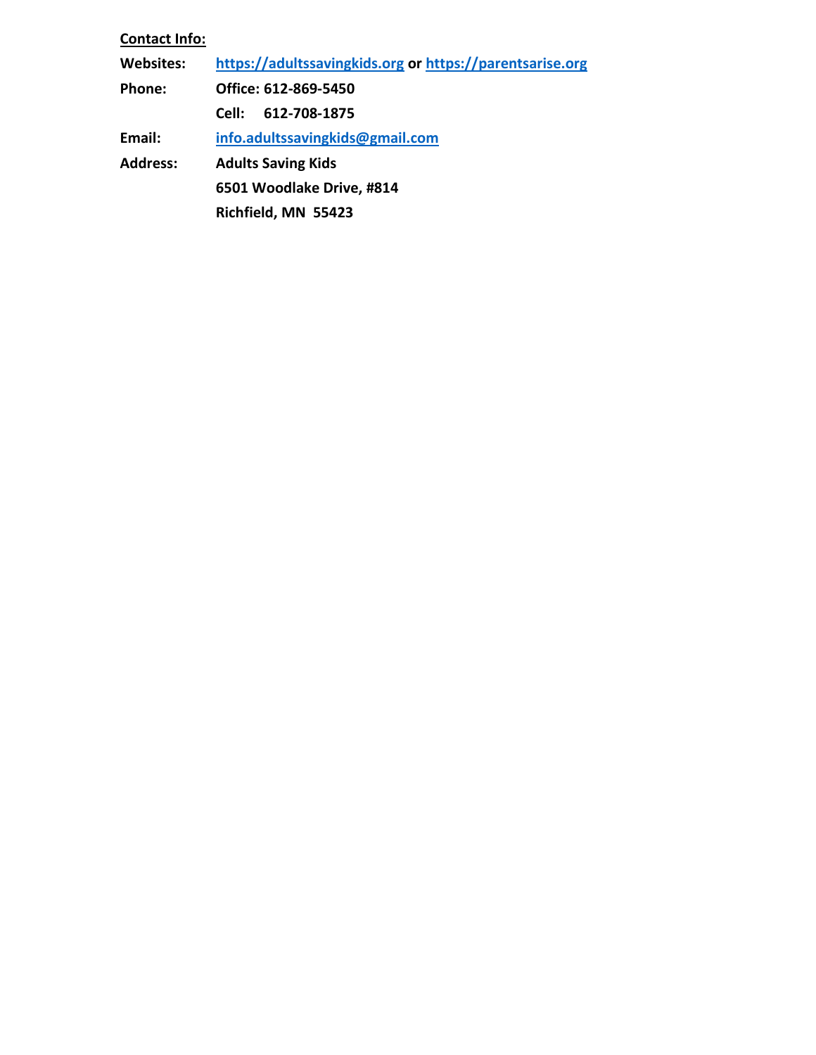**<u>Contact Info:</u>**

| | |
|---|---|
| **Websites:** | **https://adultssavingkids.org or https://parentsarise.org** |
| **Phone:** | **Office: 612-869-5450** |
| | **Cell: 612-708-1875** |
| **Email:** | **info.adultssavingkids@gmail.com** |
| **Address:** | **Adults Saving Kids** |
| | **6501 Woodlake Drive, #814** |
| | **Richfield, MN 55423** |